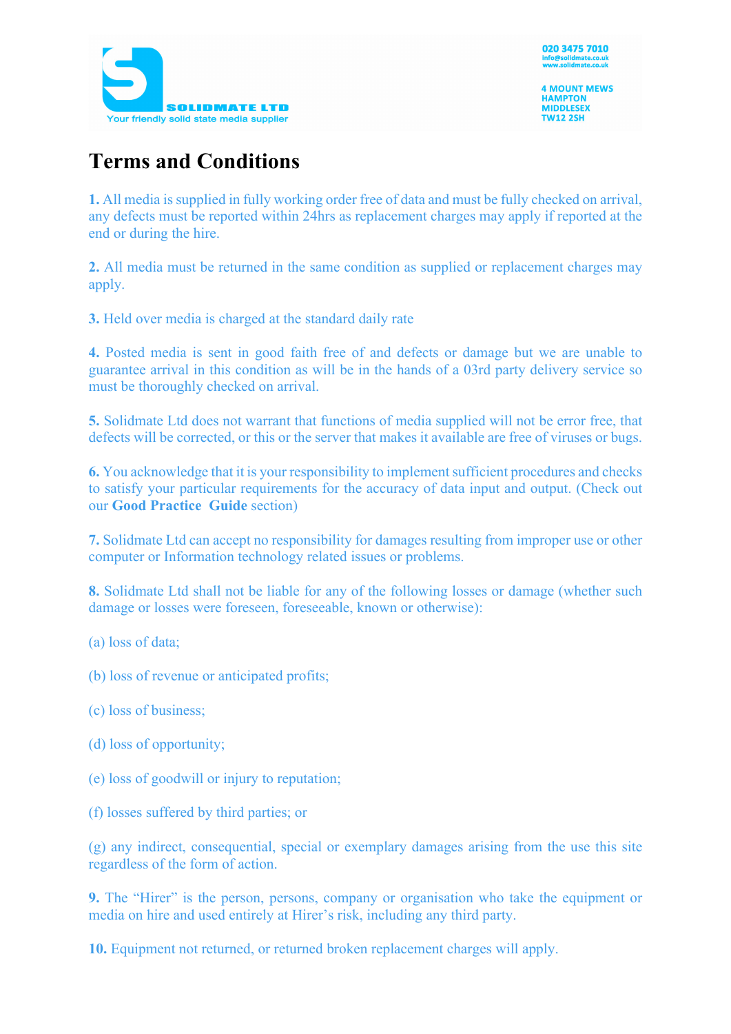SOLIDMATE LTD
Your friendly solid state media supplier

020 3475 7010
info@solidmate.co.uk
www.solidmate.co.uk

4 MOUNT MEWS
HAMPTON
MIDDLESEX
TW12 2SH

# Terms and Conditions

**1.** All media is supplied in fully working order free of data and must be fully checked on arrival, any defects must be reported within 24hrs as replacement charges may apply if reported at the end or during the hire.

**2.** All media must be returned in the same condition as supplied or replacement charges may apply.

**3.** Held over media is charged at the standard daily rate

**4.** Posted media is sent in good faith free of and defects or damage but we are unable to guarantee arrival in this condition as will be in the hands of a 03rd party delivery service so must be thoroughly checked on arrival.

**5.** Solidmate Ltd does not warrant that functions of media supplied will not be error free, that defects will be corrected, or this or the server that makes it available are free of viruses or bugs.

**6.** You acknowledge that it is your responsibility to implement sufficient procedures and checks to satisfy your particular requirements for the accuracy of data input and output. (Check out our **Good Practice Guide** section)

**7.** Solidmate Ltd can accept no responsibility for damages resulting from improper use or other computer or Information technology related issues or problems.

**8.** Solidmate Ltd shall not be liable for any of the following losses or damage (whether such damage or losses were foreseen, foreseeable, known or otherwise):

(a) loss of data;

(b) loss of revenue or anticipated profits;

(c) loss of business;

(d) loss of opportunity;

(e) loss of goodwill or injury to reputation;

(f) losses suffered by third parties; or

(g) any indirect, consequential, special or exemplary damages arising from the use this site regardless of the form of action.

**9.** The "Hirer" is the person, persons, company or organisation who take the equipment or media on hire and used entirely at Hirer's risk, including any third party.

**10.** Equipment not returned, or returned broken replacement charges will apply.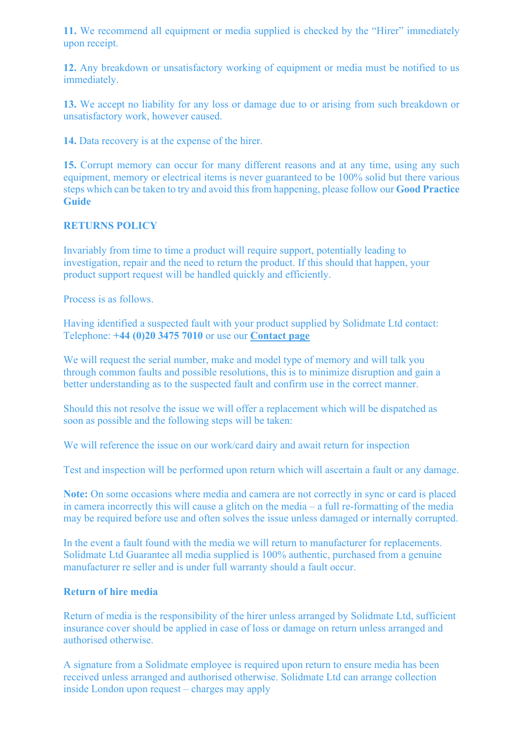**11.** We recommend all equipment or media supplied is checked by the "Hirer" immediately upon receipt.

**12.** Any breakdown or unsatisfactory working of equipment or media must be notified to us immediately.

**13.** We accept no liability for any loss or damage due to or arising from such breakdown or unsatisfactory work, however caused.

**14.** Data recovery is at the expense of the hirer.

**15.** Corrupt memory can occur for many different reasons and at any time, using any such equipment, memory or electrical items is never guaranteed to be 100% solid but there various steps which can be taken to try and avoid this from happening, please follow our **Good Practice Guide**

**RETURNS POLICY**

Invariably from time to time a product will require support, potentially leading to investigation, repair and the need to return the product. If this should that happen, your product support request will be handled quickly and efficiently.

Process is as follows.

Having identified a suspected fault with your product supplied by Solidmate Ltd contact: Telephone: **+44 (0)20 3475 7010** or use our **Contact page**

We will request the serial number, make and model type of memory and will talk you through common faults and possible resolutions, this is to minimize disruption and gain a better understanding as to the suspected fault and confirm use in the correct manner.

Should this not resolve the issue we will offer a replacement which will be dispatched as soon as possible and the following steps will be taken:

We will reference the issue on our work/card dairy and await return for inspection

Test and inspection will be performed upon return which will ascertain a fault or any damage.

**Note:** On some occasions where media and camera are not correctly in sync or card is placed in camera incorrectly this will cause a glitch on the media – a full re-formatting of the media may be required before use and often solves the issue unless damaged or internally corrupted.

In the event a fault found with the media we will return to manufacturer for replacements. Solidmate Ltd Guarantee all media supplied is 100% authentic, purchased from a genuine manufacturer re seller and is under full warranty should a fault occur.

**Return of hire media**

Return of media is the responsibility of the hirer unless arranged by Solidmate Ltd, sufficient insurance cover should be applied in case of loss or damage on return unless arranged and authorised otherwise.

A signature from a Solidmate employee is required upon return to ensure media has been received unless arranged and authorised otherwise. Solidmate Ltd can arrange collection inside London upon request – charges may apply